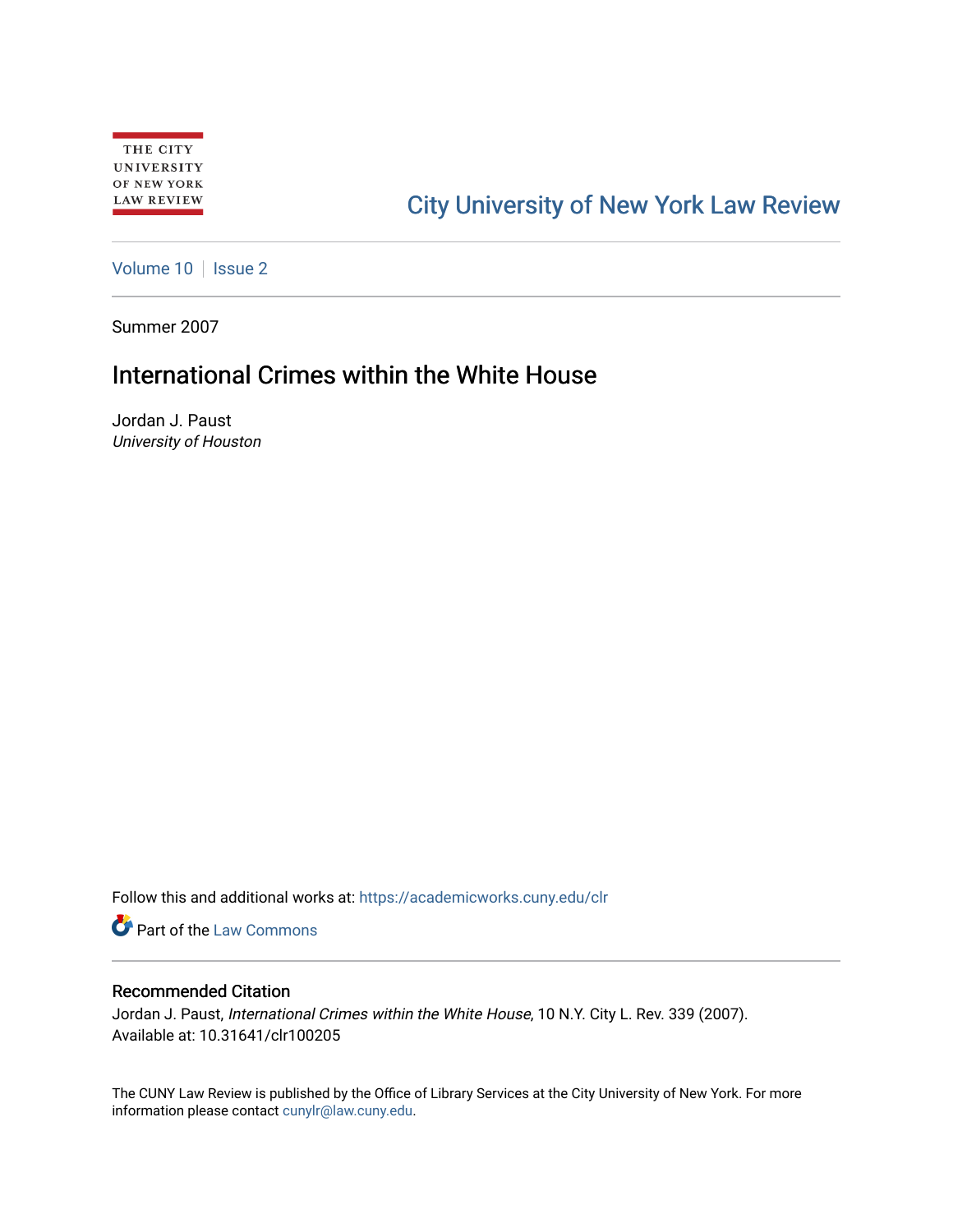THE CITY UNIVERSITY OF NEW YORK LAW REVIEW

City University of New York Law Review

Volume 10 | Issue 2

Summer 2007

# International Crimes within the White House

Jordan J. Paust
*University of Houston*

Follow this and additional works at: https://academicworks.cuny.edu/clr

Part of the Law Commons

## Recommended Citation

Jordan J. Paust, *International Crimes within the White House*, 10 N.Y. City L. Rev. 339 (2007).
Available at: 10.31641/clr100205

The CUNY Law Review is published by the Office of Library Services at the City University of New York. For more information please contact cunylr@law.cuny.edu.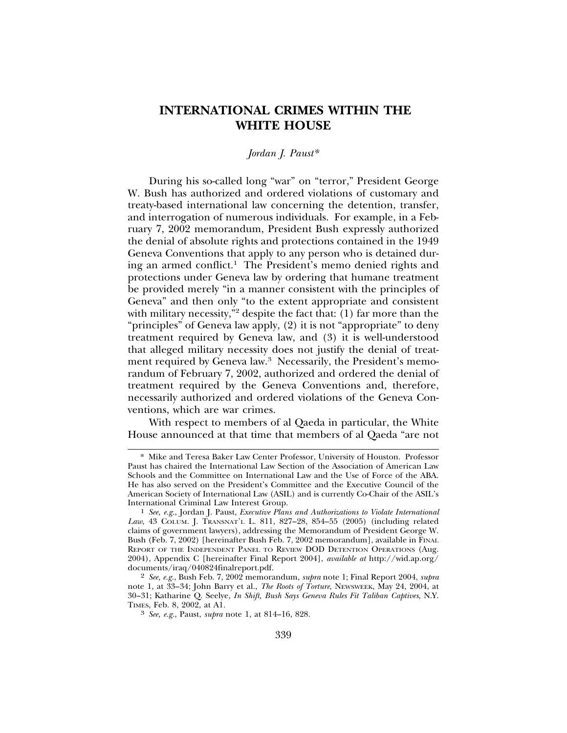# INTERNATIONAL CRIMES WITHIN THE WHITE HOUSE

*Jordan J. Paust**

During his so-called long "war" on "terror," President George W. Bush has authorized and ordered violations of customary and treaty-based international law concerning the detention, transfer, and interrogation of numerous individuals. For example, in a February 7, 2002 memorandum, President Bush expressly authorized the denial of absolute rights and protections contained in the 1949 Geneva Conventions that apply to any person who is detained during an armed conflict.[1] The President's memo denied rights and protections under Geneva law by ordering that humane treatment be provided merely "in a manner consistent with the principles of Geneva" and then only "to the extent appropriate and consistent with military necessity,"[2] despite the fact that: (1) far more than the "principles" of Geneva law apply, (2) it is not "appropriate" to deny treatment required by Geneva law, and (3) it is well-understood that alleged military necessity does not justify the denial of treatment required by Geneva law.[3] Necessarily, the President's memorandum of February 7, 2002, authorized and ordered the denial of treatment required by the Geneva Conventions and, therefore, necessarily authorized and ordered violations of the Geneva Conventions, which are war crimes.

With respect to members of al Qaeda in particular, the White House announced at that time that members of al Qaeda "are not

---

\* Mike and Teresa Baker Law Center Professor, University of Houston. Professor Paust has chaired the International Law Section of the Association of American Law Schools and the Committee on International Law and the Use of Force of the ABA. He has also served on the President's Committee and the Executive Council of the American Society of International Law (ASIL) and is currently Co-Chair of the ASIL's International Criminal Law Interest Group.

[1] *See, e.g.*, Jordan J. Paust, *Executive Plans and Authorizations to Violate International Law*, 43 COLUM. J. TRANSNAT'L L. 811, 827–28, 854–55 (2005) (including related claims of government lawyers), addressing the Memorandum of President George W. Bush (Feb. 7, 2002) [hereinafter Bush Feb. 7, 2002 memorandum], available in FINAL REPORT OF THE INDEPENDENT PANEL TO REVIEW DOD DETENTION OPERATIONS (Aug. 2004), Appendix C [hereinafter Final Report 2004], *available at* http://wid.ap.org/documents/iraq/040824finalreport.pdf.

[2] *See, e.g.*, Bush Feb. 7, 2002 memorandum, *supra* note 1; Final Report 2004, *supra* note 1, at 33–34; John Barry et al., *The Roots of Torture*, NEWSWEEK, May 24, 2004, at 30–31; Katharine Q. Seelye, *In Shift, Bush Says Geneva Rules Fit Taliban Captives*, N.Y. TIMES, Feb. 8, 2002, at A1.

[3] *See, e.g.*, Paust, *supra* note 1, at 814–16, 828.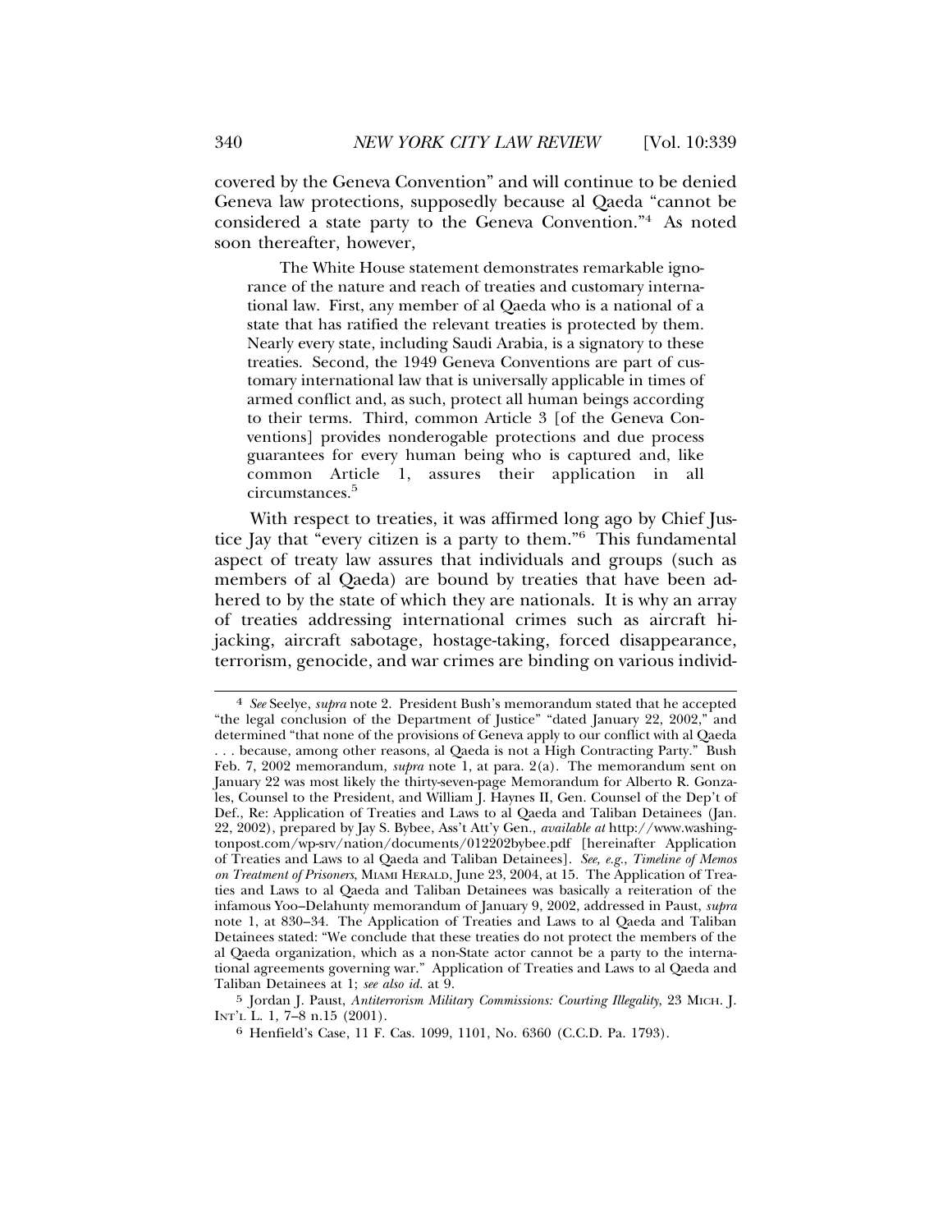covered by the Geneva Convention" and will continue to be denied Geneva law protections, supposedly because al Qaeda "cannot be considered a state party to the Geneva Convention."[4] As noted soon thereafter, however,

> The White House statement demonstrates remarkable ignorance of the nature and reach of treaties and customary international law. First, any member of al Qaeda who is a national of a state that has ratified the relevant treaties is protected by them. Nearly every state, including Saudi Arabia, is a signatory to these treaties. Second, the 1949 Geneva Conventions are part of customary international law that is universally applicable in times of armed conflict and, as such, protect all human beings according to their terms. Third, common Article 3 [of the Geneva Conventions] provides nonderogable protections and due process guarantees for every human being who is captured and, like common Article 1, assures their application in all circumstances.[5]

With respect to treaties, it was affirmed long ago by Chief Justice Jay that "every citizen is a party to them."[6] This fundamental aspect of treaty law assures that individuals and groups (such as members of al Qaeda) are bound by treaties that have been adhered to by the state of which they are nationals. It is why an array of treaties addressing international crimes such as aircraft hijacking, aircraft sabotage, hostage-taking, forced disappearance, terrorism, genocide, and war crimes are binding on various individ-

---

[4] *See* Seelye, *supra* note 2. President Bush's memorandum stated that he accepted "the legal conclusion of the Department of Justice" "dated January 22, 2002," and determined "that none of the provisions of Geneva apply to our conflict with al Qaeda . . . because, among other reasons, al Qaeda is not a High Contracting Party." Bush Feb. 7, 2002 memorandum, *supra* note 1, at para. 2(a). The memorandum sent on January 22 was most likely the thirty-seven-page Memorandum for Alberto R. Gonzales, Counsel to the President, and William J. Haynes II, Gen. Counsel of the Dep't of Def., Re: Application of Treaties and Laws to al Qaeda and Taliban Detainees (Jan. 22, 2002), prepared by Jay S. Bybee, Ass't Att'y Gen., *available at* http://www.washingtonpost.com/wp-srv/nation/documents/012202bybee.pdf [hereinafter Application of Treaties and Laws to al Qaeda and Taliban Detainees]. *See, e.g.*, *Timeline of Memos on Treatment of Prisoners*, MIAMI HERALD, June 23, 2004, at 15. The Application of Treaties and Laws to al Qaeda and Taliban Detainees was basically a reiteration of the infamous Yoo–Delahunty memorandum of January 9, 2002, addressed in Paust, *supra* note 1, at 830–34. The Application of Treaties and Laws to al Qaeda and Taliban Detainees stated: "We conclude that these treaties do not protect the members of the al Qaeda organization, which as a non-State actor cannot be a party to the international agreements governing war." Application of Treaties and Laws to al Qaeda and Taliban Detainees at 1; *see also id.* at 9.

[5] Jordan J. Paust, *Antiterrorism Military Commissions: Courting Illegality*, 23 MICH. J. INT'L L. 1, 7–8 n.15 (2001).

[6] Henfield's Case, 11 F. Cas. 1099, 1101, No. 6360 (C.C.D. Pa. 1793).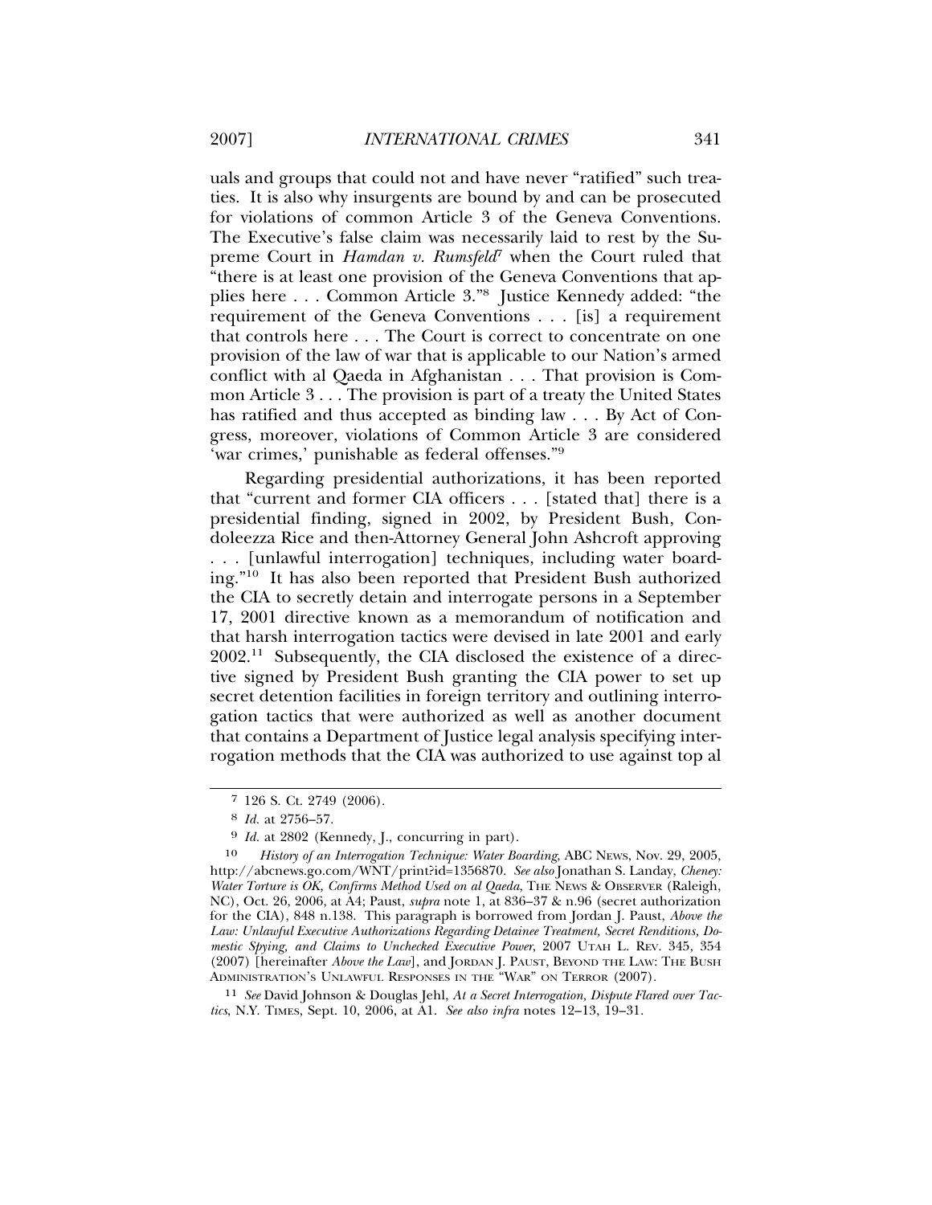uals and groups that could not and have never "ratified" such treaties. It is also why insurgents are bound by and can be prosecuted for violations of common Article 3 of the Geneva Conventions. The Executive's false claim was necessarily laid to rest by the Supreme Court in *Hamdan v. Rumsfeld*[7] when the Court ruled that "there is at least one provision of the Geneva Conventions that applies here . . . Common Article 3."[8] Justice Kennedy added: "the requirement of the Geneva Conventions . . . [is] a requirement that controls here . . . The Court is correct to concentrate on one provision of the law of war that is applicable to our Nation's armed conflict with al Qaeda in Afghanistan . . . That provision is Common Article 3 . . . The provision is part of a treaty the United States has ratified and thus accepted as binding law . . . By Act of Congress, moreover, violations of Common Article 3 are considered 'war crimes,' punishable as federal offenses."[9]

Regarding presidential authorizations, it has been reported that "current and former CIA officers . . . [stated that] there is a presidential finding, signed in 2002, by President Bush, Condoleezza Rice and then-Attorney General John Ashcroft approving . . . [unlawful interrogation] techniques, including water boarding."[10] It has also been reported that President Bush authorized the CIA to secretly detain and interrogate persons in a September 17, 2001 directive known as a memorandum of notification and that harsh interrogation tactics were devised in late 2001 and early 2002.[11] Subsequently, the CIA disclosed the existence of a directive signed by President Bush granting the CIA power to set up secret detention facilities in foreign territory and outlining interrogation tactics that were authorized as well as another document that contains a Department of Justice legal analysis specifying interrogation methods that the CIA was authorized to use against top al

---

7 126 S. Ct. 2749 (2006).

8 *Id.* at 2756–57.

9 *Id.* at 2802 (Kennedy, J., concurring in part).

10 *History of an Interrogation Technique: Water Boarding*, ABC NEWS, Nov. 29, 2005, http://abcnews.go.com/WNT/print?id=1356870. *See also* Jonathan S. Landay, *Cheney: Water Torture is OK, Confirms Method Used on al Qaeda*, THE NEWS & OBSERVER (Raleigh, NC), Oct. 26, 2006, at A4; Paust, *supra* note 1, at 836–37 & n.96 (secret authorization for the CIA), 848 n.138. This paragraph is borrowed from Jordan J. Paust, *Above the Law: Unlawful Executive Authorizations Regarding Detainee Treatment, Secret Renditions, Domestic Spying, and Claims to Unchecked Executive Power*, 2007 UTAH L. REV. 345, 354 (2007) [hereinafter *Above the Law*], and JORDAN J. PAUST, BEYOND THE LAW: THE BUSH ADMINISTRATION'S UNLAWFUL RESPONSES IN THE "WAR" ON TERROR (2007).

11 *See* David Johnson & Douglas Jehl, *At a Secret Interrogation, Dispute Flared over Tactics*, N.Y. TIMES, Sept. 10, 2006, at A1. *See also infra* notes 12–13, 19–31.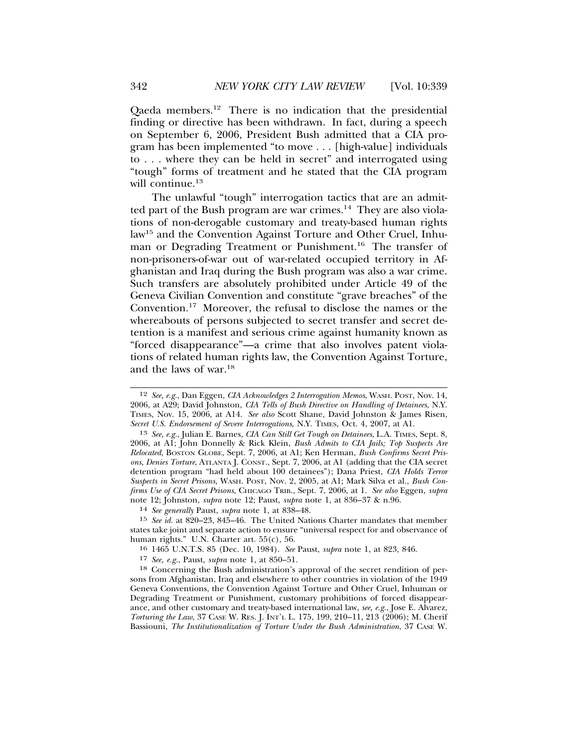Qaeda members.[12] There is no indication that the presidential finding or directive has been withdrawn. In fact, during a speech on September 6, 2006, President Bush admitted that a CIA program has been implemented "to move . . . [high-value] individuals to . . . where they can be held in secret" and interrogated using "tough" forms of treatment and he stated that the CIA program will continue.[13]

The unlawful "tough" interrogation tactics that are an admitted part of the Bush program are war crimes.[14] They are also violations of non-derogable customary and treaty-based human rights law[15] and the Convention Against Torture and Other Cruel, Inhuman or Degrading Treatment or Punishment.[16] The transfer of non-prisoners-of-war out of war-related occupied territory in Afghanistan and Iraq during the Bush program was also a war crime. Such transfers are absolutely prohibited under Article 49 of the Geneva Civilian Convention and constitute "grave breaches" of the Convention.[17] Moreover, the refusal to disclose the names or the whereabouts of persons subjected to secret transfer and secret detention is a manifest and serious crime against humanity known as "forced disappearance"—a crime that also involves patent violations of related human rights law, the Convention Against Torture, and the laws of war.[18]

---

[12] *See, e.g.*, Dan Eggen, *CIA Acknowledges 2 Interrogation Memos*, WASH. POST, Nov. 14, 2006, at A29; David Johnston, *CIA Tells of Bush Directive on Handling of Detainees*, N.Y. TIMES, Nov. 15, 2006, at A14. *See also* Scott Shane, David Johnston & James Risen, *Secret U.S. Endorsement of Severe Interrogations*, N.Y. TIMES, Oct. 4, 2007, at A1.

[13] *See, e.g.*, Julian E. Barnes, *CIA Can Still Get Tough on Detainees*, L.A. TIMES, Sept. 8, 2006, at A1; John Donnelly & Rick Klein, *Bush Admits to CIA Jails; Top Suspects Are Relocated*, BOSTON GLOBE, Sept. 7, 2006, at A1; Ken Herman, *Bush Confirms Secret Prisons, Denies Torture*, ATLANTA J. CONST., Sept. 7, 2006, at A1 (adding that the CIA secret detention program "had held about 100 detainees"); Dana Priest, *CIA Holds Terror Suspects in Secret Prisons*, WASH. POST, Nov. 2, 2005, at A1; Mark Silva et al., *Bush Confirms Use of CIA Secret Prisons*, CHICAGO TRIB., Sept. 7, 2006, at 1. *See also* Eggen, *supra* note 12; Johnston, *supra* note 12; Paust, *supra* note 1, at 836–37 & n.96.

[14] *See generally* Paust, *supra* note 1, at 838–48.

[15] *See id.* at 820–23, 845–46. The United Nations Charter mandates that member states take joint and separate action to ensure "universal respect for and observance of human rights." U.N. Charter art. 55(c), 56.

[16] 1465 U.N.T.S. 85 (Dec. 10, 1984). *See* Paust, *supra* note 1, at 823, 846.

[17] *See, e.g.*, Paust, *supra* note 1, at 850–51.

[18] Concerning the Bush administration's approval of the secret rendition of persons from Afghanistan, Iraq and elsewhere to other countries in violation of the 1949 Geneva Conventions, the Convention Against Torture and Other Cruel, Inhuman or Degrading Treatment or Punishment, customary prohibitions of forced disappearance, and other customary and treaty-based international law, *see, e.g.*, Jose E. Alvarez, *Torturing the Law*, 37 CASE W. RES. J. INT'L L. 175, 199, 210–11, 213 (2006); M. Cherif Bassiouni, *The Institutionalization of Torture Under the Bush Administration*, 37 CASE W.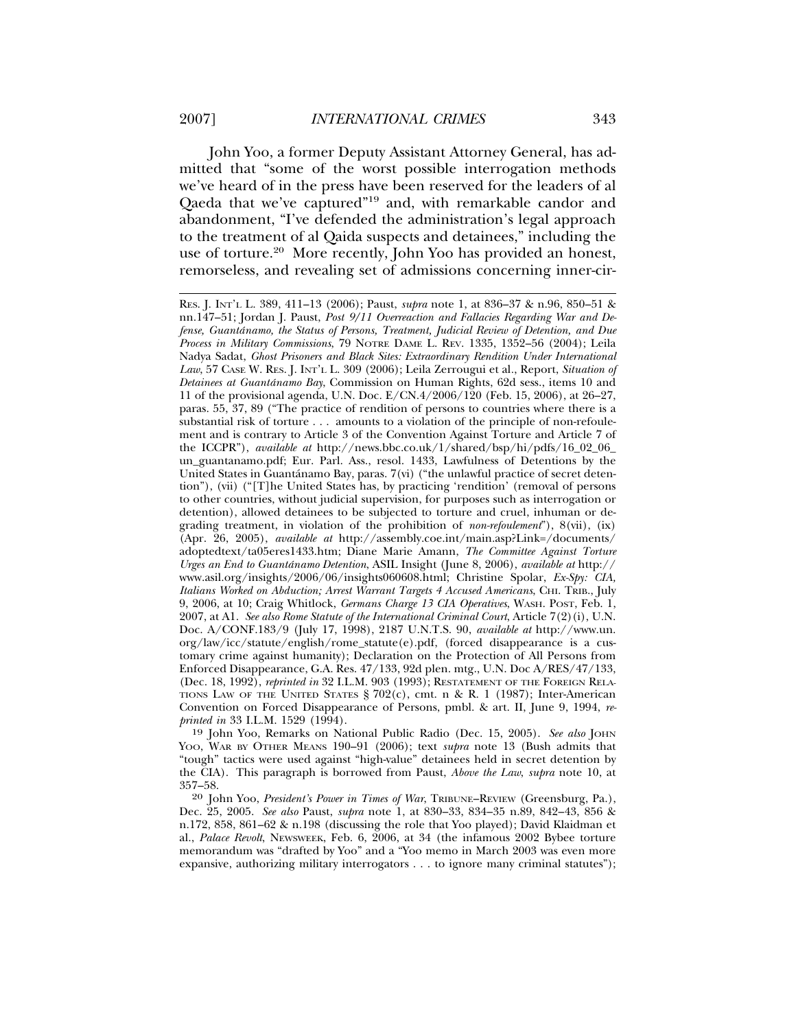John Yoo, a former Deputy Assistant Attorney General, has admitted that "some of the worst possible interrogation methods we've heard of in the press have been reserved for the leaders of al Qaeda that we've captured"[19] and, with remarkable candor and abandonment, "I've defended the administration's legal approach to the treatment of al Qaida suspects and detainees," including the use of torture.[20] More recently, John Yoo has provided an honest, remorseless, and revealing set of admissions concerning inner-cir-

---

Res. J. Int'l L. 389, 411–13 (2006); Paust, *supra* note 1, at 836–37 & n.96, 850–51 & nn.147–51; Jordan J. Paust, *Post 9/11 Overreaction and Fallacies Regarding War and Defense, Guantánamo, the Status of Persons, Treatment, Judicial Review of Detention, and Due Process in Military Commissions*, 79 Notre Dame L. Rev. 1335, 1352–56 (2004); Leila Nadya Sadat, *Ghost Prisoners and Black Sites: Extraordinary Rendition Under International Law*, 57 Case W. Res. J. Int'l L. 309 (2006); Leila Zerrougui et al., Report, *Situation of Detainees at Guantánamo Bay*, Commission on Human Rights, 62d sess., items 10 and 11 of the provisional agenda, U.N. Doc. E/CN.4/2006/120 (Feb. 15, 2006), at 26–27, paras. 55, 37, 89 ("The practice of rendition of persons to countries where there is a substantial risk of torture . . . amounts to a violation of the principle of non-refoulement and is contrary to Article 3 of the Convention Against Torture and Article 7 of the ICCPR"), *available at* http://news.bbc.co.uk/1/shared/bsp/hi/pdfs/16_02_06_un_guantanamo.pdf; Eur. Parl. Ass., resol. 1433, Lawfulness of Detentions by the United States in Guantánamo Bay, paras. 7(vi) ("the unlawful practice of secret detention"), (vii) ("[T]he United States has, by practicing 'rendition' (removal of persons to other countries, without judicial supervision, for purposes such as interrogation or detention), allowed detainees to be subjected to torture and cruel, inhuman or degrading treatment, in violation of the prohibition of *non-refoulement*"), 8(vii), (ix) (Apr. 26, 2005), *available at* http://assembly.coe.int/main.asp?Link=/documents/adoptedtext/ta05eres1433.htm; Diane Marie Amann, *The Committee Against Torture Urges an End to Guantánamo Detention*, ASIL Insight (June 8, 2006), *available at* http://www.asil.org/insights/2006/06/insights060608.html; Christine Spolar, *Ex-Spy: CIA, Italians Worked on Abduction; Arrest Warrant Targets 4 Accused Americans*, Chi. Trib., July 9, 2006, at 10; Craig Whitlock, *Germans Charge 13 CIA Operatives*, Wash. Post, Feb. 1, 2007, at A1. *See also Rome Statute of the International Criminal Court*, Article 7(2)(i), U.N. Doc. A/CONF.183/9 (July 17, 1998), 2187 U.N.T.S. 90, *available at* http://www.un.org/law/icc/statute/english/rome_statute(e).pdf, (forced disappearance is a customary crime against humanity); Declaration on the Protection of All Persons from Enforced Disappearance, G.A. Res. 47/133, 92d plen. mtg., U.N. Doc A/RES/47/133, (Dec. 18, 1992), *reprinted in* 32 I.L.M. 903 (1993); Restatement of the Foreign Relations Law of the United States § 702(c), cmt. n & R. 1 (1987); Inter-American Convention on Forced Disappearance of Persons, pmbl. & art. II, June 9, 1994, *reprinted in* 33 I.L.M. 1529 (1994).

[19] John Yoo, Remarks on National Public Radio (Dec. 15, 2005). *See also* John Yoo, War by Other Means 190–91 (2006); text *supra* note 13 (Bush admits that "tough" tactics were used against "high-value" detainees held in secret detention by the CIA). This paragraph is borrowed from Paust, *Above the Law*, *supra* note 10, at 357–58.

[20] John Yoo, *President's Power in Times of War*, Tribune–Review (Greensburg, Pa.), Dec. 25, 2005. *See also* Paust, *supra* note 1, at 830–33, 834–35 n.89, 842–43, 856 & n.172, 858, 861–62 & n.198 (discussing the role that Yoo played); David Klaidman et al., *Palace Revolt*, Newsweek, Feb. 6, 2006, at 34 (the infamous 2002 Bybee torture memorandum was "drafted by Yoo" and a "Yoo memo in March 2003 was even more expansive, authorizing military interrogators . . . to ignore many criminal statutes");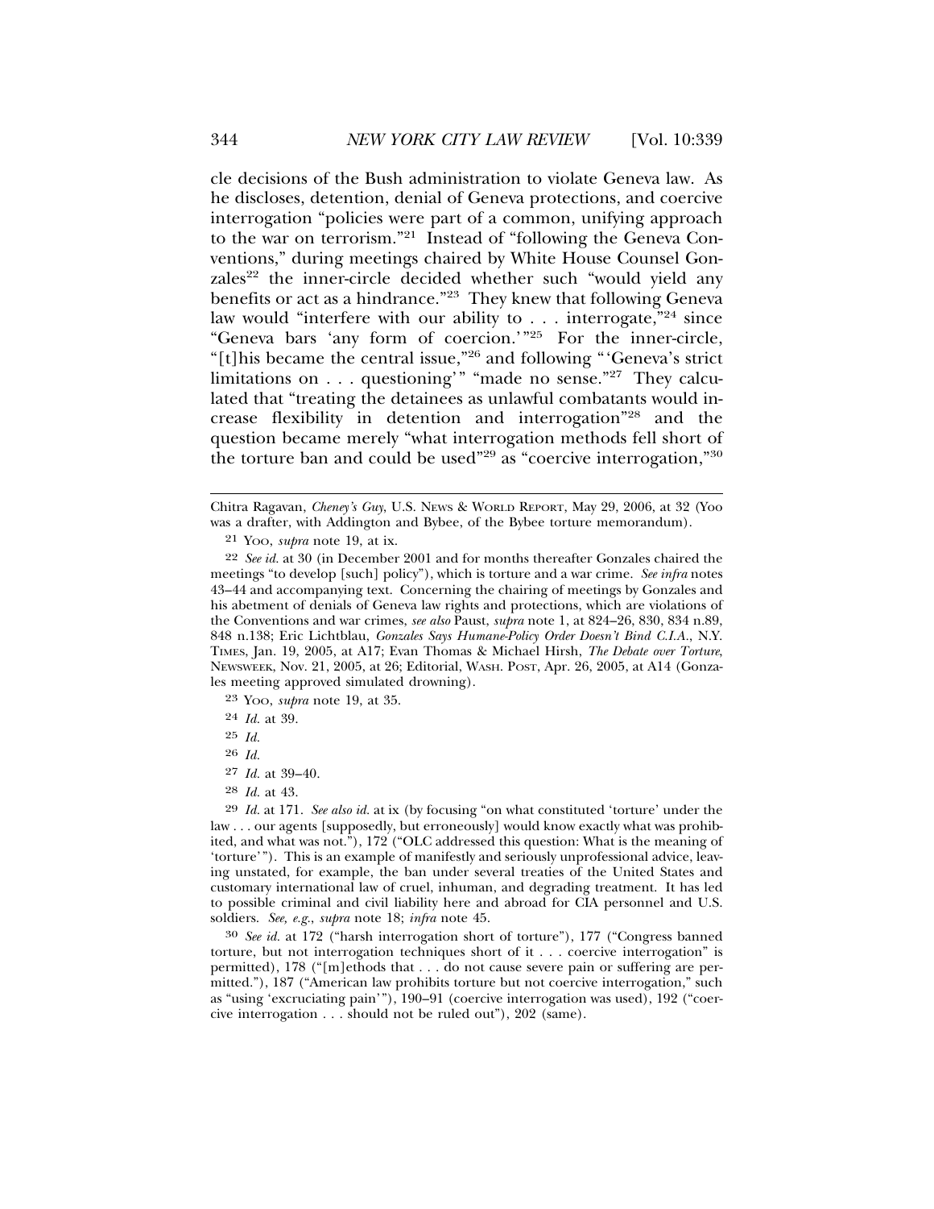cle decisions of the Bush administration to violate Geneva law. As he discloses, detention, denial of Geneva protections, and coercive interrogation "policies were part of a common, unifying approach to the war on terrorism."[21] Instead of "following the Geneva Conventions," during meetings chaired by White House Counsel Gonzales[22] the inner-circle decided whether such "would yield any benefits or act as a hindrance."[23] They knew that following Geneva law would "interfere with our ability to . . . interrogate,"[24] since "Geneva bars 'any form of coercion.'"[25] For the inner-circle, "[t]his became the central issue,"[26] and following "'Geneva's strict limitations on . . . questioning'" "made no sense."[27] They calculated that "treating the detainees as unlawful combatants would increase flexibility in detention and interrogation"[28] and the question became merely "what interrogation methods fell short of the torture ban and could be used"[29] as "coercive interrogation,"[30]

---

Chitra Ragavan, *Cheney's Guy*, U.S. NEWS & WORLD REPORT, May 29, 2006, at 32 (Yoo was a drafter, with Addington and Bybee, of the Bybee torture memorandum).

21 YOO, *supra* note 19, at ix.

22 *See id.* at 30 (in December 2001 and for months thereafter Gonzales chaired the meetings "to develop [such] policy"), which is torture and a war crime. *See infra* notes 43–44 and accompanying text. Concerning the chairing of meetings by Gonzales and his abetment of denials of Geneva law rights and protections, which are violations of the Conventions and war crimes, *see also* Paust, *supra* note 1, at 824–26, 830, 834 n.89, 848 n.138; Eric Lichtblau, *Gonzales Says Humane-Policy Order Doesn't Bind C.I.A.*, N.Y. TIMES, Jan. 19, 2005, at A17; Evan Thomas & Michael Hirsh, *The Debate over Torture*, NEWSWEEK, Nov. 21, 2005, at 26; Editorial, WASH. POST, Apr. 26, 2005, at A14 (Gonzales meeting approved simulated drowning).

23 YOO, *supra* note 19, at 35.

24 *Id.* at 39.

25 *Id.*

26 *Id.*

27 *Id.* at 39–40.

28 *Id.* at 43.

29 *Id.* at 171. *See also id.* at ix (by focusing "on what constituted 'torture' under the law . . . our agents [supposedly, but erroneously] would know exactly what was prohibited, and what was not."), 172 ("OLC addressed this question: What is the meaning of 'torture'"). This is an example of manifestly and seriously unprofessional advice, leaving unstated, for example, the ban under several treaties of the United States and customary international law of cruel, inhuman, and degrading treatment. It has led to possible criminal and civil liability here and abroad for CIA personnel and U.S. soldiers. *See, e.g.*, *supra* note 18; *infra* note 45.

30 *See id.* at 172 ("harsh interrogation short of torture"), 177 ("Congress banned torture, but not interrogation techniques short of it . . . coercive interrogation" is permitted), 178 ("[m]ethods that . . . do not cause severe pain or suffering are permitted."), 187 ("American law prohibits torture but not coercive interrogation," such as "using 'excruciating pain'"), 190–91 (coercive interrogation was used), 192 ("coercive interrogation . . . should not be ruled out"), 202 (same).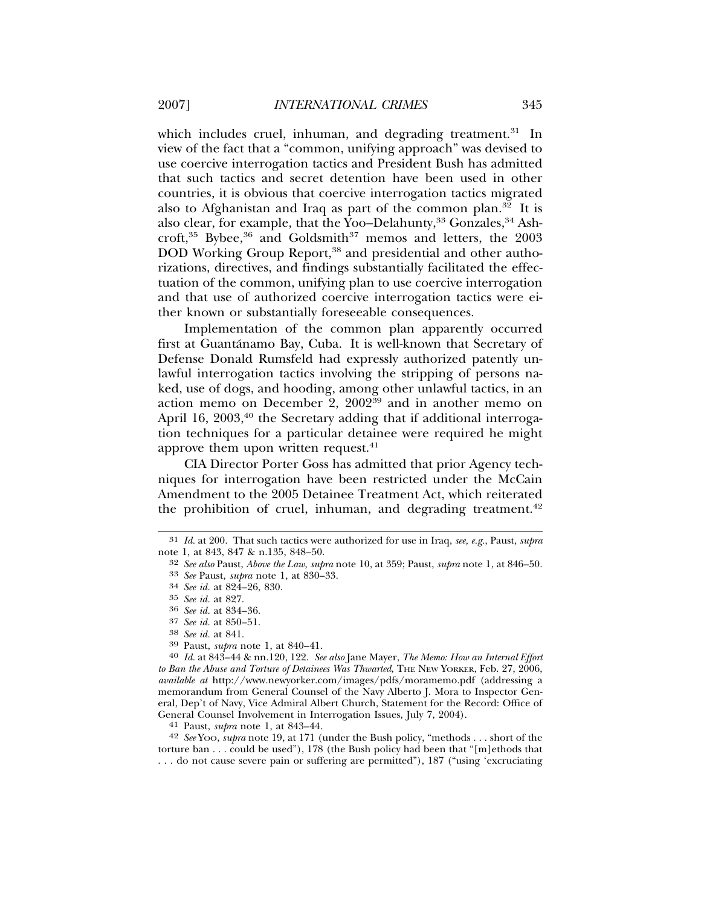which includes cruel, inhuman, and degrading treatment.[31] In view of the fact that a "common, unifying approach" was devised to use coercive interrogation tactics and President Bush has admitted that such tactics and secret detention have been used in other countries, it is obvious that coercive interrogation tactics migrated also to Afghanistan and Iraq as part of the common plan.[32] It is also clear, for example, that the Yoo–Delahunty,[33] Gonzales,[34] Ashcroft,[35] Bybee,[36] and Goldsmith[37] memos and letters, the 2003 DOD Working Group Report,[38] and presidential and other authorizations, directives, and findings substantially facilitated the effectuation of the common, unifying plan to use coercive interrogation and that use of authorized coercive interrogation tactics were either known or substantially foreseeable consequences.

Implementation of the common plan apparently occurred first at Guantánamo Bay, Cuba. It is well-known that Secretary of Defense Donald Rumsfeld had expressly authorized patently unlawful interrogation tactics involving the stripping of persons naked, use of dogs, and hooding, among other unlawful tactics, in an action memo on December 2, 2002[39] and in another memo on April 16, 2003,[40] the Secretary adding that if additional interrogation techniques for a particular detainee were required he might approve them upon written request.[41]

CIA Director Porter Goss has admitted that prior Agency techniques for interrogation have been restricted under the McCain Amendment to the 2005 Detainee Treatment Act, which reiterated the prohibition of cruel, inhuman, and degrading treatment.[42]

---

31 *Id.* at 200. That such tactics were authorized for use in Iraq, *see, e.g.*, Paust, *supra* note 1, at 843, 847 & n.135, 848–50.

32 *See also* Paust, *Above the Law*, *supra* note 10, at 359; Paust, *supra* note 1, at 846–50.

33 *See* Paust, *supra* note 1, at 830–33.

34 *See id.* at 824–26, 830.

35 *See id.* at 827.

36 *See id.* at 834–36.

37 *See id.* at 850–51.

38 *See id.* at 841.

39 Paust, *supra* note 1, at 840–41.

40 *Id.* at 843–44 & nn.120, 122. *See also* Jane Mayer, *The Memo: How an Internal Effort to Ban the Abuse and Torture of Detainees Was Thwarted*, THE NEW YORKER, Feb. 27, 2006, *available at* http://www.newyorker.com/images/pdfs/moramemo.pdf (addressing a memorandum from General Counsel of the Navy Alberto J. Mora to Inspector General, Dep't of Navy, Vice Admiral Albert Church, Statement for the Record: Office of General Counsel Involvement in Interrogation Issues, July 7, 2004).

41 Paust, *supra* note 1, at 843–44.

42 *See* YOO, *supra* note 19, at 171 (under the Bush policy, "methods . . . short of the torture ban . . . could be used"), 178 (the Bush policy had been that "[m]ethods that . . . do not cause severe pain or suffering are permitted"), 187 ("using 'excruciating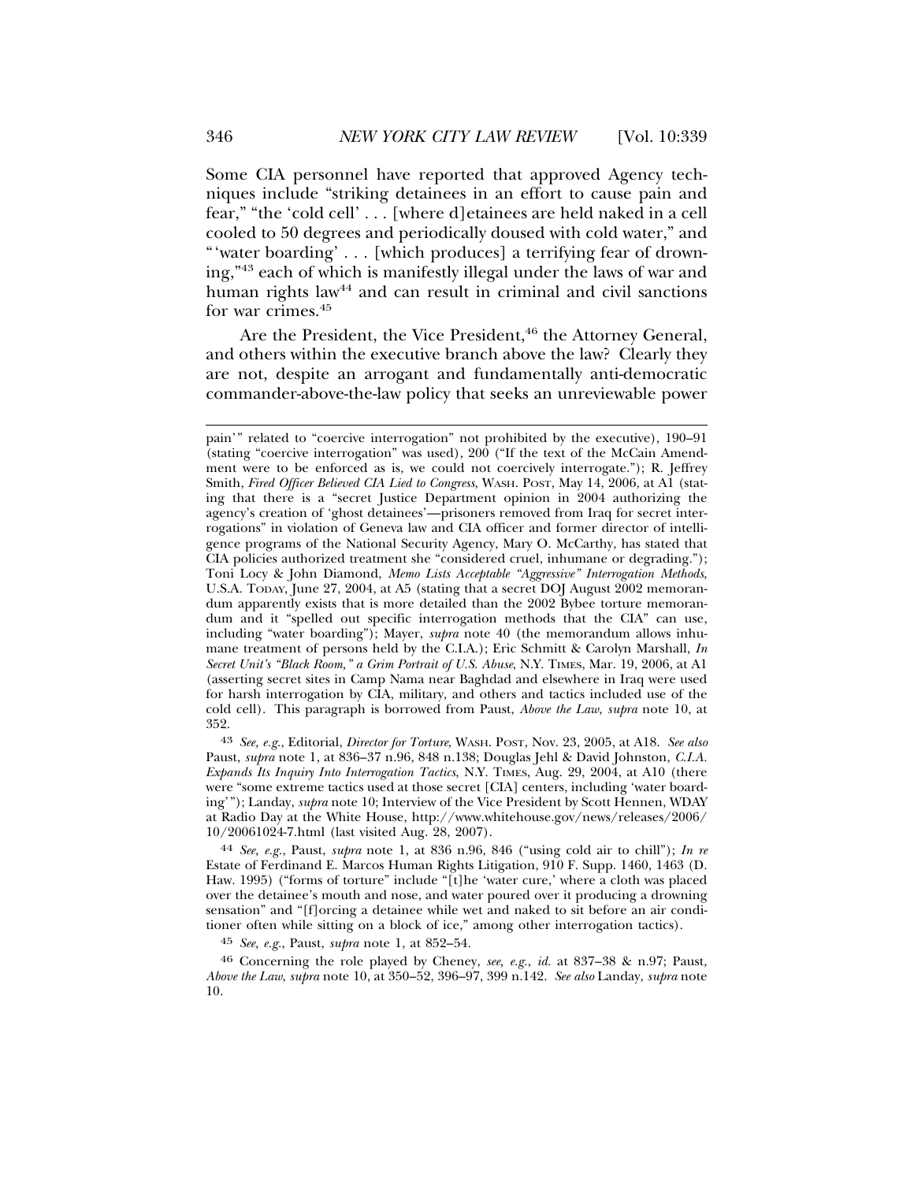Some CIA personnel have reported that approved Agency techniques include "striking detainees in an effort to cause pain and fear," "the 'cold cell' . . . [where d]etainees are held naked in a cell cooled to 50 degrees and periodically doused with cold water," and "'water boarding' . . . [which produces] a terrifying fear of drowning,"[43] each of which is manifestly illegal under the laws of war and human rights law[44] and can result in criminal and civil sanctions for war crimes.[45]

Are the President, the Vice President,[46] the Attorney General, and others within the executive branch above the law? Clearly they are not, despite an arrogant and fundamentally anti-democratic commander-above-the-law policy that seeks an unreviewable power

---

pain'" related to "coercive interrogation" not prohibited by the executive), 190–91 (stating "coercive interrogation" was used), 200 ("If the text of the McCain Amendment were to be enforced as is, we could not coercively interrogate."); R. Jeffrey Smith, *Fired Officer Believed CIA Lied to Congress*, WASH. POST, May 14, 2006, at A1 (stating that there is a "secret Justice Department opinion in 2004 authorizing the agency's creation of 'ghost detainees'—prisoners removed from Iraq for secret interrogations" in violation of Geneva law and CIA officer and former director of intelligence programs of the National Security Agency, Mary O. McCarthy, has stated that CIA policies authorized treatment she "considered cruel, inhumane or degrading."); Toni Locy & John Diamond, *Memo Lists Acceptable "Aggressive" Interrogation Methods*, U.S.A. TODAY, June 27, 2004, at A5 (stating that a secret DOJ August 2002 memorandum apparently exists that is more detailed than the 2002 Bybee torture memorandum and it "spelled out specific interrogation methods that the CIA" can use, including "water boarding"); Mayer, *supra* note 40 (the memorandum allows inhumane treatment of persons held by the C.I.A.); Eric Schmitt & Carolyn Marshall, *In Secret Unit's "Black Room," a Grim Portrait of U.S. Abuse*, N.Y. TIMES, Mar. 19, 2006, at A1 (asserting secret sites in Camp Nama near Baghdad and elsewhere in Iraq were used for harsh interrogation by CIA, military, and others and tactics included use of the cold cell). This paragraph is borrowed from Paust, *Above the Law*, *supra* note 10, at 352.

[43] *See, e.g.*, Editorial, *Director for Torture*, WASH. POST, Nov. 23, 2005, at A18. *See also* Paust, *supra* note 1, at 836–37 n.96, 848 n.138; Douglas Jehl & David Johnston, *C.I.A. Expands Its Inquiry Into Interrogation Tactics*, N.Y. TIMES, Aug. 29, 2004, at A10 (there were "some extreme tactics used at those secret [CIA] centers, including 'water boarding'"); Landay, *supra* note 10; Interview of the Vice President by Scott Hennen, WDAY at Radio Day at the White House, http://www.whitehouse.gov/news/releases/2006/10/20061024-7.html (last visited Aug. 28, 2007).

[44] *See, e.g.*, Paust, *supra* note 1, at 836 n.96, 846 ("using cold air to chill"); *In re* Estate of Ferdinand E. Marcos Human Rights Litigation, 910 F. Supp. 1460, 1463 (D. Haw. 1995) ("forms of torture" include "[t]he 'water cure,' where a cloth was placed over the detainee's mouth and nose, and water poured over it producing a drowning sensation" and "[f]orcing a detainee while wet and naked to sit before an air conditioner often while sitting on a block of ice," among other interrogation tactics).

[45] *See, e.g.*, Paust, *supra* note 1, at 852–54.

[46] Concerning the role played by Cheney, *see, e.g.*, *id.* at 837–38 & n.97; Paust, *Above the Law*, *supra* note 10, at 350–52, 396–97, 399 n.142. *See also* Landay, *supra* note 10.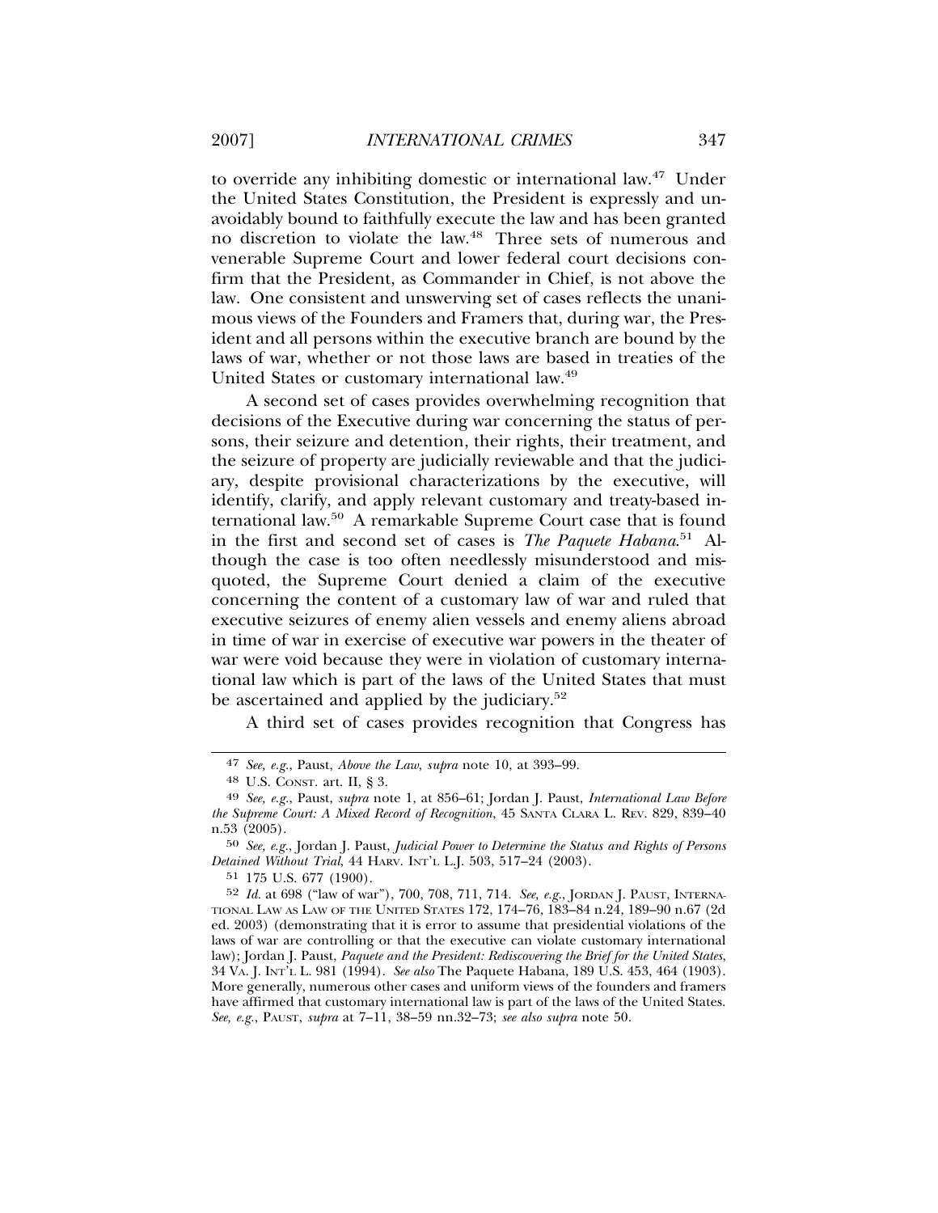to override any inhibiting domestic or international law.[47] Under the United States Constitution, the President is expressly and unavoidably bound to faithfully execute the law and has been granted no discretion to violate the law.[48] Three sets of numerous and venerable Supreme Court and lower federal court decisions confirm that the President, as Commander in Chief, is not above the law. One consistent and unswerving set of cases reflects the unanimous views of the Founders and Framers that, during war, the President and all persons within the executive branch are bound by the laws of war, whether or not those laws are based in treaties of the United States or customary international law.[49]

A second set of cases provides overwhelming recognition that decisions of the Executive during war concerning the status of persons, their seizure and detention, their rights, their treatment, and the seizure of property are judicially reviewable and that the judiciary, despite provisional characterizations by the executive, will identify, clarify, and apply relevant customary and treaty-based international law.[50] A remarkable Supreme Court case that is found in the first and second set of cases is *The Paquete Habana*.[51] Although the case is too often needlessly misunderstood and misquoted, the Supreme Court denied a claim of the executive concerning the content of a customary law of war and ruled that executive seizures of enemy alien vessels and enemy aliens abroad in time of war in exercise of executive war powers in the theater of war were void because they were in violation of customary international law which is part of the laws of the United States that must be ascertained and applied by the judiciary.[52]

A third set of cases provides recognition that Congress has

---

47 *See, e.g.*, Paust, *Above the Law*, *supra* note 10, at 393–99.

48 U.S. CONST. art. II, § 3.

49 *See, e.g.*, Paust, *supra* note 1, at 856–61; Jordan J. Paust, *International Law Before the Supreme Court: A Mixed Record of Recognition*, 45 SANTA CLARA L. REV. 829, 839–40 n.53 (2005).

50 *See, e.g.*, Jordan J. Paust, *Judicial Power to Determine the Status and Rights of Persons Detained Without Trial*, 44 HARV. INT'L L.J. 503, 517–24 (2003).

51 175 U.S. 677 (1900).

52 *Id.* at 698 ("law of war"), 700, 708, 711, 714. *See, e.g.*, JORDAN J. PAUST, INTERNATIONAL LAW AS LAW OF THE UNITED STATES 172, 174–76, 183–84 n.24, 189–90 n.67 (2d ed. 2003) (demonstrating that it is error to assume that presidential violations of the laws of war are controlling or that the executive can violate customary international law); Jordan J. Paust, *Paquete and the President: Rediscovering the Brief for the United States*, 34 VA. J. INT'L L. 981 (1994). *See also* The Paquete Habana, 189 U.S. 453, 464 (1903). More generally, numerous other cases and uniform views of the founders and framers have affirmed that customary international law is part of the laws of the United States. *See, e.g.*, PAUST, *supra* at 7–11, 38–59 nn.32–73; *see also supra* note 50.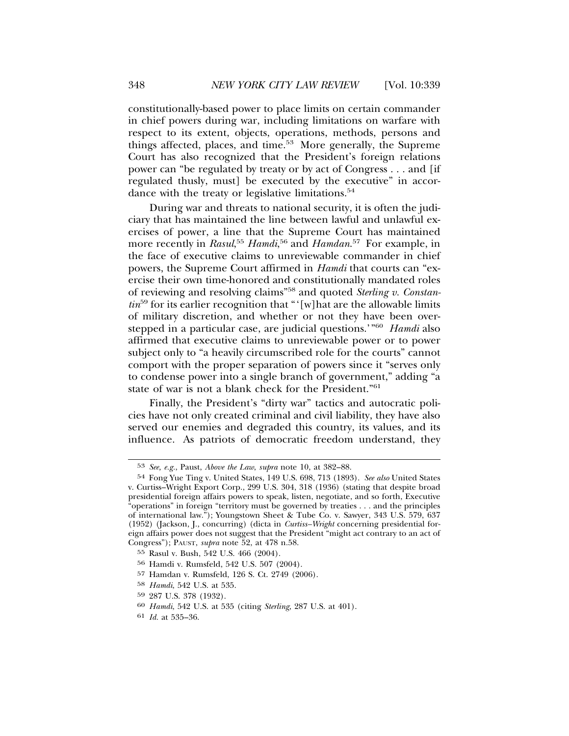constitutionally-based power to place limits on certain commander in chief powers during war, including limitations on warfare with respect to its extent, objects, operations, methods, persons and things affected, places, and time.[53] More generally, the Supreme Court has also recognized that the President's foreign relations power can "be regulated by treaty or by act of Congress . . . and [if regulated thusly, must] be executed by the executive" in accordance with the treaty or legislative limitations.[54]

During war and threats to national security, it is often the judiciary that has maintained the line between lawful and unlawful exercises of power, a line that the Supreme Court has maintained more recently in *Rasul*,[55] *Hamdi*,[56] and *Hamdan*.[57] For example, in the face of executive claims to unreviewable commander in chief powers, the Supreme Court affirmed in *Hamdi* that courts can "exercise their own time-honored and constitutionally mandated roles of reviewing and resolving claims"[58] and quoted *Sterling v. Constantin*[59] for its earlier recognition that "'[w]hat are the allowable limits of military discretion, and whether or not they have been overstepped in a particular case, are judicial questions.'"[60] *Hamdi* also affirmed that executive claims to unreviewable power or to power subject only to "a heavily circumscribed role for the courts" cannot comport with the proper separation of powers since it "serves only to condense power into a single branch of government," adding "a state of war is not a blank check for the President."[61]

Finally, the President's "dirty war" tactics and autocratic policies have not only created criminal and civil liability, they have also served our enemies and degraded this country, its values, and its influence. As patriots of democratic freedom understand, they

---

53 *See, e.g.*, Paust, *Above the Law*, *supra* note 10, at 382–88.

54 Fong Yue Ting v. United States, 149 U.S. 698, 713 (1893). *See also* United States v. Curtiss–Wright Export Corp., 299 U.S. 304, 318 (1936) (stating that despite broad presidential foreign affairs powers to speak, listen, negotiate, and so forth, Executive "operations" in foreign "territory must be governed by treaties . . . and the principles of international law."); Youngstown Sheet & Tube Co. v. Sawyer, 343 U.S. 579, 637 (1952) (Jackson, J., concurring) (dicta in *Curtiss–Wright* concerning presidential foreign affairs power does not suggest that the President "might act contrary to an act of Congress"); PAUST, *supra* note 52, at 478 n.58.

55 Rasul v. Bush, 542 U.S. 466 (2004).

56 Hamdi v. Rumsfeld, 542 U.S. 507 (2004).

57 Hamdan v. Rumsfeld, 126 S. Ct. 2749 (2006).

58 *Hamdi*, 542 U.S. at 535.

59 287 U.S. 378 (1932).

60 *Hamdi*, 542 U.S. at 535 (citing *Sterling*, 287 U.S. at 401).

61 *Id.* at 535–36.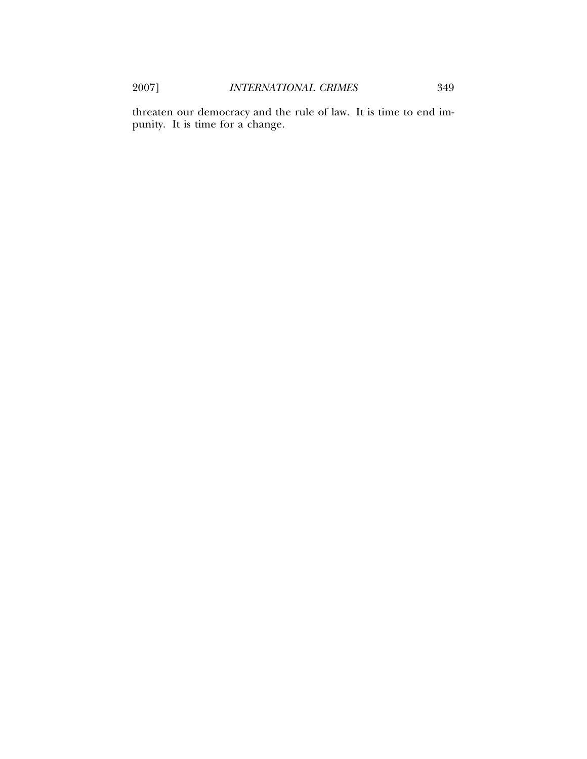threaten our democracy and the rule of law. It is time to end impunity. It is time for a change.